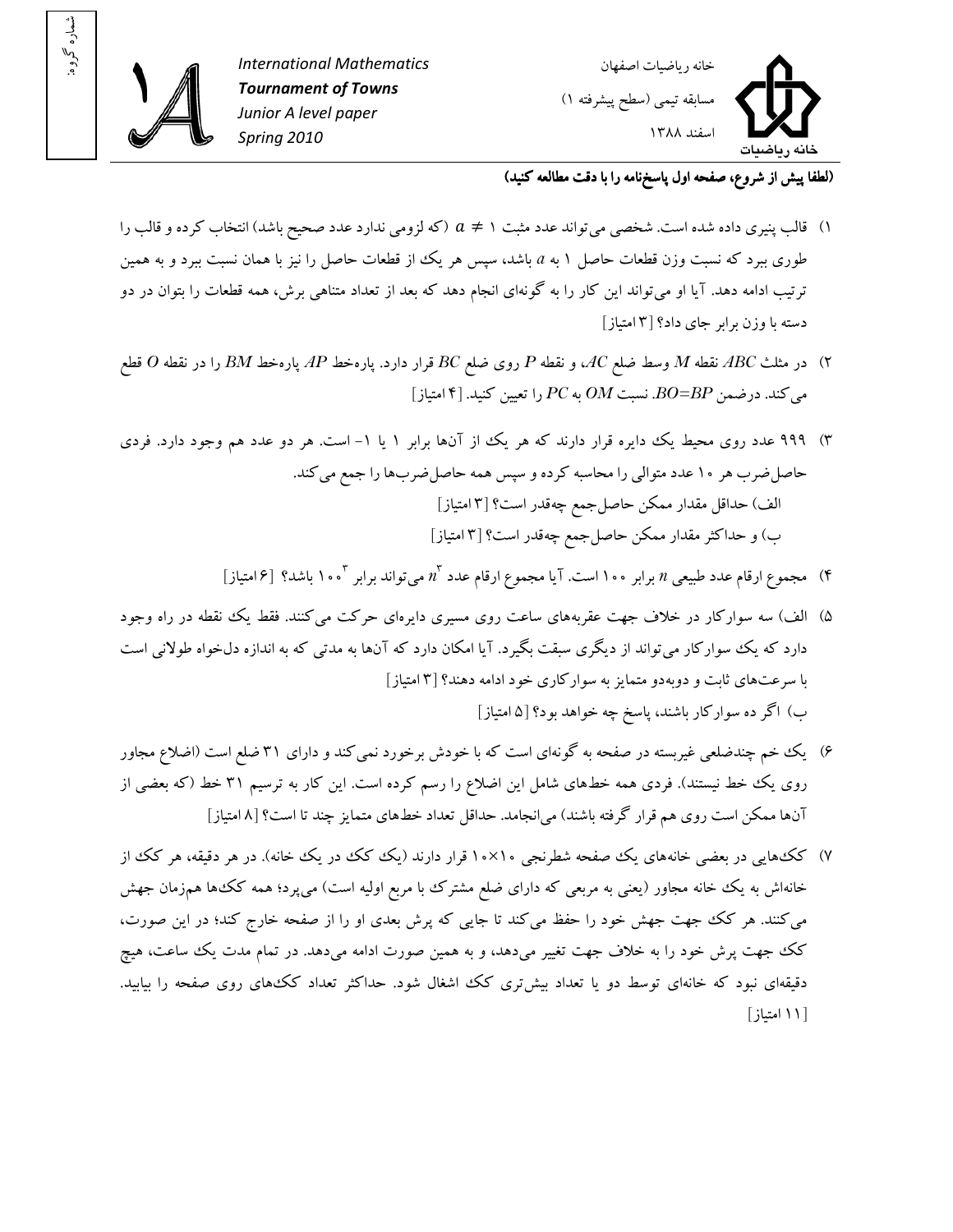شماره گروه:

**International Mathematics**
***Tournament of Towns***
*Junior A level paper*
*Spring 2010*

خانه ریاضیات اصفهان

مسابقه تیمی (سطح پیشرفته ۱)

اسفند ۱۳۸۸

**(لطفا پیش از شروع، صفحه اول پاسخ‌نامه را با دقت مطالعه کنید)**

۱) قالب پنیری داده شده است. شخصی می‌تواند عدد مثبت $a \neq 1$ (که لزومی ندارد عدد صحیح باشد) انتخاب کرده و قالب را طوری ببرد که نسبت وزن قطعات حاصل ۱ به $a$ باشد، سپس هر یک از قطعات حاصل را نیز با همان نسبت ببرد و به همین ترتیب ادامه دهد. آیا او می‌تواند این کار را به گونه‌ای انجام دهد که بعد از تعداد متناهی برش، همه قطعات را بتوان در دو دسته با وزن برابر جای داد؟ [۳ امتیاز]

۲) در مثلث $ABC$ نقطه $M$ وسط ضلع $AC$، و نقطه $P$ روی ضلع $BC$ قرار دارد. پاره‌خط $AP$ پاره‌خط $BM$ را در نقطه $O$ قطع می‌کند. درضمن $BO=BP$. نسبت $OM$ به $PC$ را تعیین کنید. [۴ امتیاز]

۳) ۹۹۹ عدد روی محیط یک دایره قرار دارند که هر یک از آن‌ها برابر ۱ یا ۱- است. هر دو عدد هم وجود دارد. فردی حاصل‌ضرب هر ۱۰ عدد متوالی را محاسبه کرده و سپس همه حاصل‌ضرب‌ها را جمع می‌کند.

الف) حداقل مقدار ممکن حاصل‌جمع چه‌قدر است؟ [۳ امتیاز]

ب) و حداکثر مقدار ممکن حاصل‌جمع چه‌قدر است؟ [۳ امتیاز]

۴) مجموع ارقام عدد طبیعی $n$ برابر ۱۰۰ است. آیا مجموع ارقام عدد $n^3$ می‌تواند برابر $100^3$ باشد؟ [۶ امتیاز]

۵) الف) سه سوارکار در خلاف جهت عقربه‌های ساعت روی مسیری دایره‌ای حرکت می‌کنند. فقط یک نقطه در راه وجود دارد که یک سوارکار می‌تواند از دیگری سبقت بگیرد. آیا امکان دارد که آن‌ها به مدتی که به اندازه دلخواه طولانی است با سرعت‌های ثابت و دوبه‌دو متمایز به سوارکاری خود ادامه دهند؟ [۳ امتیاز]

ب) اگر ده سوارکار باشند، پاسخ چه خواهد بود؟ [۵ امتیاز]

۶) یک خم چندضلعی غیربسته در صفحه به گونه‌ای است که با خودش برخورد نمی‌کند و دارای ۳۱ ضلع است (اضلاع مجاور روی یک خط نیستند). فردی همه خط‌های شامل این اضلاع را رسم کرده است. این کار با ترسیم ۳۱ خط (که بعضی از آن‌ها ممکن است روی هم قرار گرفته باشند) می‌انجامد. حداقل تعداد خط‌های متمایز چند تا است؟ [۸ امتیاز]

۷) کک‌هایی در بعضی خانه‌های یک صفحه شطرنجی $10\times10$ قرار دارند (یک کک در یک خانه). در هر دقیقه، هر کک از خانه‌اش به یک خانه مجاور (یعنی به مربعی که دارای ضلع مشترک با مربع اولیه است) می‌پرد؛ همه کک‌ها هم‌زمان جهش می‌کنند. هر کک جهت جهش خود را حفظ می‌کند تا جایی که پرش بعدی او را از صفحه خارج کند؛ در این صورت، کک جهت پرش خود را به خلاف جهت تغییر می‌دهد، و به همین صورت ادامه می‌دهد. در تمام مدت یک ساعت، هیچ دقیقه‌ای نبود که خانه‌ای توسط دو یا تعداد بیش‌تری کک اشغال شود. حداکثر تعداد کک‌های روی صفحه را بیابید. [۱۱ امتیاز]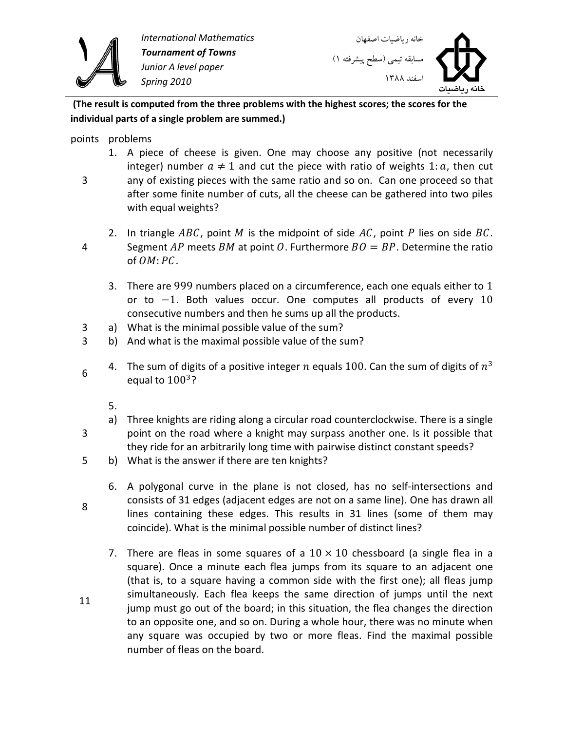International Mathematics
***Tournament of Towns***
*Junior A level paper*
*Spring 2010*

خانه ریاضیات اصفهان
مسابقه تیمی (سطح پیشرفته ۱)
اسفند ۱۳۸۸

**(The result is computed from the three problems with the highest scores; the scores for the individual parts of a single problem are summed.)**

| points | problems |
|---|---|
| 3 | 1. A piece of cheese is given. One may choose any positive (not necessarily integer) number $a \neq 1$ and cut the piece with ratio of weights $1:a$, then cut any of existing pieces with the same ratio and so on. Can one proceed so that after some finite number of cuts, all the cheese can be gathered into two piles with equal weights? |
| 4 | 2. In triangle $ABC$, point $M$ is the midpoint of side $AC$, point $P$ lies on side $BC$. Segment $AP$ meets $BM$ at point $O$. Furthermore $BO = BP$. Determine the ratio of $OM:PC$. |
| | 3. There are 999 numbers placed on a circumference, each one equals either to 1 or to $-1$. Both values occur. One computes all products of every 10 consecutive numbers and then he sums up all the products. |
| 3 | a) What is the minimal possible value of the sum? |
| 3 | b) And what is the maximal possible value of the sum? |
| 6 | 4. The sum of digits of a positive integer $n$ equals 100. Can the sum of digits of $n^3$ equal to $100^3$? |
| | 5. |
| 3 | a) Three knights are riding along a circular road counterclockwise. There is a single point on the road where a knight may surpass another one. Is it possible that they ride for an arbitrarily long time with pairwise distinct constant speeds? |
| 5 | b) What is the answer if there are ten knights? |
| 8 | 6. A polygonal curve in the plane is not closed, has no self-intersections and consists of 31 edges (adjacent edges are not on a same line). One has drawn all lines containing these edges. This results in 31 lines (some of them may coincide). What is the minimal possible number of distinct lines? |
| 11 | 7. There are fleas in some squares of a $10 \times 10$ chessboard (a single flea in a square). Once a minute each flea jumps from its square to an adjacent one (that is, to a square having a common side with the first one); all fleas jump simultaneously. Each flea keeps the same direction of jumps until the next jump must go out of the board; in this situation, the flea changes the direction to an opposite one, and so on. During a whole hour, there was no minute when any square was occupied by two or more fleas. Find the maximal possible number of fleas on the board. |